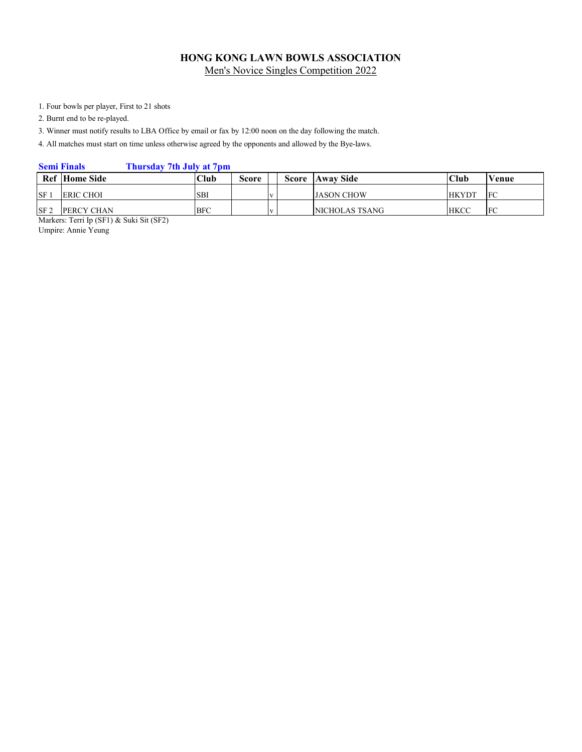# HONG KONG LAWN BOWLS ASSOCIATION

Men's Novice Singles Competition 2022

1. Four bowls per player, First to 21 shots
2. Burnt end to be re-played.
3. Winner must notify results to LBA Office by email or fax by 12:00 noon on the day following the match.
4. All matches must start on time unless otherwise agreed by the opponents and allowed by the Bye-laws.

**Semi Finals** **Thursday 7th July at 7pm**

| Ref | Home Side | Club | Score | | Score | Away Side | Club | Venue |
|---|---|---|---|---|---|---|---|---|
| SF 1 | ERIC CHOI | SBI | | v | | JASON CHOW | HKYDT | FC |
| SF 2 | PERCY CHAN | BFC | | v | | NICHOLAS TSANG | HKCC | FC |

Markers: Terri Ip (SF1) & Suki Sit (SF2)

Umpire: Annie Yeung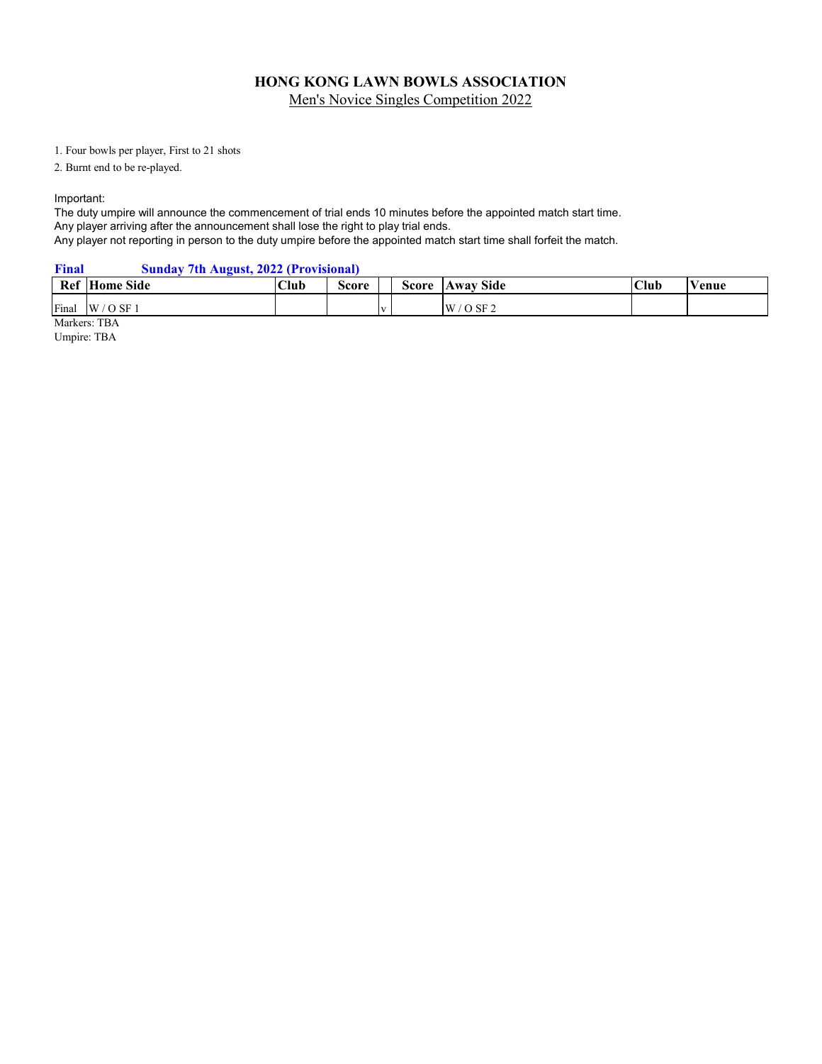# HONG KONG LAWN BOWLS ASSOCIATION

Men's Novice Singles Competition 2022

1. Four bowls per player, First to 21 shots
2. Burnt end to be re-played.

Important:
The duty umpire will announce the commencement of trial ends 10 minutes before the appointed match start time.
Any player arriving after the announcement shall lose the right to play trial ends.
Any player not reporting in person to the duty umpire before the appointed match start time shall forfeit the match.

**Final** **Sunday 7th August, 2022 (Provisional)**

| Ref | Home Side | Club | Score | | Score | Away Side | Club | Venue |
|---|---|---|---|---|---|---|---|---|
| Final | W / O SF 1 | | | v | | W / O SF 2 | | |

Markers: TBA
Umpire: TBA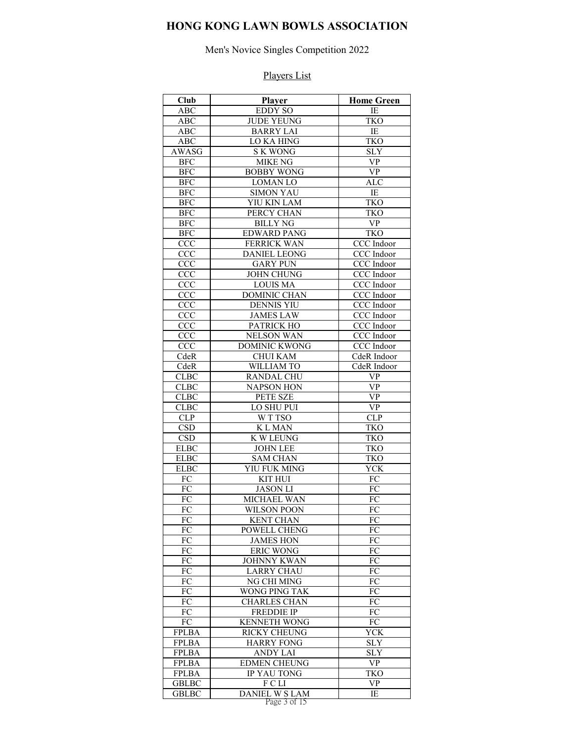# HONG KONG LAWN BOWLS ASSOCIATION

Men's Novice Singles Competition 2022

Players List

| Club | Player | Home Green |
|---|---|---|
| ABC | EDDY SO | IE |
| ABC | JUDE YEUNG | TKO |
| ABC | BARRY LAI | IE |
| ABC | LO KA HING | TKO |
| AWASG | S K WONG | SLY |
| BFC | MIKE NG | VP |
| BFC | BOBBY WONG | VP |
| BFC | LOMAN LO | ALC |
| BFC | SIMON YAU | IE |
| BFC | YIU KIN LAM | TKO |
| BFC | PERCY CHAN | TKO |
| BFC | BILLY NG | VP |
| BFC | EDWARD PANG | TKO |
| CCC | FERRICK WAN | CCC Indoor |
| CCC | DANIEL LEONG | CCC Indoor |
| CCC | GARY PUN | CCC Indoor |
| CCC | JOHN CHUNG | CCC Indoor |
| CCC | LOUIS MA | CCC Indoor |
| CCC | DOMINIC CHAN | CCC Indoor |
| CCC | DENNIS YIU | CCC Indoor |
| CCC | JAMES LAW | CCC Indoor |
| CCC | PATRICK HO | CCC Indoor |
| CCC | NELSON WAN | CCC Indoor |
| CCC | DOMINIC KWONG | CCC Indoor |
| CdeR | CHUI KAM | CdeR Indoor |
| CdeR | WILLIAM TO | CdeR Indoor |
| CLBC | RANDAL CHU | VP |
| CLBC | NAPSON HON | VP |
| CLBC | PETE SZE | VP |
| CLBC | LO SHU PUI | VP |
| CLP | W T TSO | CLP |
| CSD | K L MAN | TKO |
| CSD | K W LEUNG | TKO |
| ELBC | JOHN LEE | TKO |
| ELBC | SAM CHAN | TKO |
| ELBC | YIU FUK MING | YCK |
| FC | KIT HUI | FC |
| FC | JASON LI | FC |
| FC | MICHAEL WAN | FC |
| FC | WILSON POON | FC |
| FC | KENT CHAN | FC |
| FC | POWELL CHENG | FC |
| FC | JAMES HON | FC |
| FC | ERIC WONG | FC |
| FC | JOHNNY KWAN | FC |
| FC | LARRY CHAU | FC |
| FC | NG CHI MING | FC |
| FC | WONG PING TAK | FC |
| FC | CHARLES CHAN | FC |
| FC | FREDDIE IP | FC |
| FC | KENNETH WONG | FC |
| FPLBA | RICKY CHEUNG | YCK |
| FPLBA | HARRY FONG | SLY |
| FPLBA | ANDY LAI | SLY |
| FPLBA | EDMEN CHEUNG | VP |
| FPLBA | IP YAU TONG | TKO |
| GBLBC | F C LI | VP |
| GBLBC | DANIEL W S LAM | IE |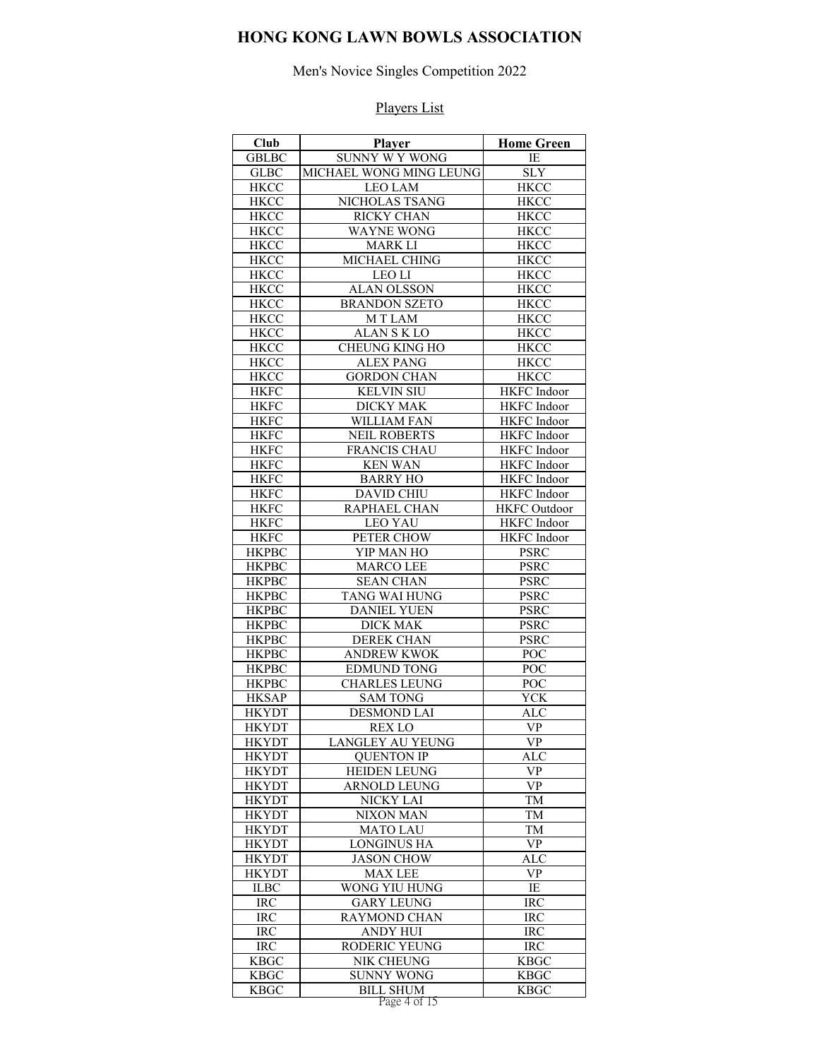# HONG KONG LAWN BOWLS ASSOCIATION

Men's Novice Singles Competition 2022

Players List

| Club | Player | Home Green |
|---|---|---|
| GBLBC | SUNNY W Y WONG | IE |
| GLBC | MICHAEL WONG MING LEUNG | SLY |
| HKCC | LEO LAM | HKCC |
| HKCC | NICHOLAS TSANG | HKCC |
| HKCC | RICKY CHAN | HKCC |
| HKCC | WAYNE WONG | HKCC |
| HKCC | MARK LI | HKCC |
| HKCC | MICHAEL CHING | HKCC |
| HKCC | LEO LI | HKCC |
| HKCC | ALAN OLSSON | HKCC |
| HKCC | BRANDON SZETO | HKCC |
| HKCC | M T LAM | HKCC |
| HKCC | ALAN S K LO | HKCC |
| HKCC | CHEUNG KING HO | HKCC |
| HKCC | ALEX PANG | HKCC |
| HKCC | GORDON CHAN | HKCC |
| HKFC | KELVIN SIU | HKFC Indoor |
| HKFC | DICKY MAK | HKFC Indoor |
| HKFC | WILLIAM FAN | HKFC Indoor |
| HKFC | NEIL ROBERTS | HKFC Indoor |
| HKFC | FRANCIS CHAU | HKFC Indoor |
| HKFC | KEN WAN | HKFC Indoor |
| HKFC | BARRY HO | HKFC Indoor |
| HKFC | DAVID CHIU | HKFC Indoor |
| HKFC | RAPHAEL CHAN | HKFC Outdoor |
| HKFC | LEO YAU | HKFC Indoor |
| HKFC | PETER CHOW | HKFC Indoor |
| HKPBC | YIP MAN HO | PSRC |
| HKPBC | MARCO LEE | PSRC |
| HKPBC | SEAN CHAN | PSRC |
| HKPBC | TANG WAI HUNG | PSRC |
| HKPBC | DANIEL YUEN | PSRC |
| HKPBC | DICK MAK | PSRC |
| HKPBC | DEREK CHAN | PSRC |
| HKPBC | ANDREW KWOK | POC |
| HKPBC | EDMUND TONG | POC |
| HKPBC | CHARLES LEUNG | POC |
| HKSAP | SAM TONG | YCK |
| HKYDT | DESMOND LAI | ALC |
| HKYDT | REX LO | VP |
| HKYDT | LANGLEY AU YEUNG | VP |
| HKYDT | QUENTON IP | ALC |
| HKYDT | HEIDEN LEUNG | VP |
| HKYDT | ARNOLD LEUNG | VP |
| HKYDT | NICKY LAI | TM |
| HKYDT | NIXON MAN | TM |
| HKYDT | MATO LAU | TM |
| HKYDT | LONGINUS HA | VP |
| HKYDT | JASON CHOW | ALC |
| HKYDT | MAX LEE | VP |
| ILBC | WONG YIU HUNG | IE |
| IRC | GARY LEUNG | IRC |
| IRC | RAYMOND CHAN | IRC |
| IRC | ANDY HUI | IRC |
| IRC | RODERIC YEUNG | IRC |
| KBGC | NIK CHEUNG | KBGC |
| KBGC | SUNNY WONG | KBGC |
| KBGC | BILL SHUM | KBGC |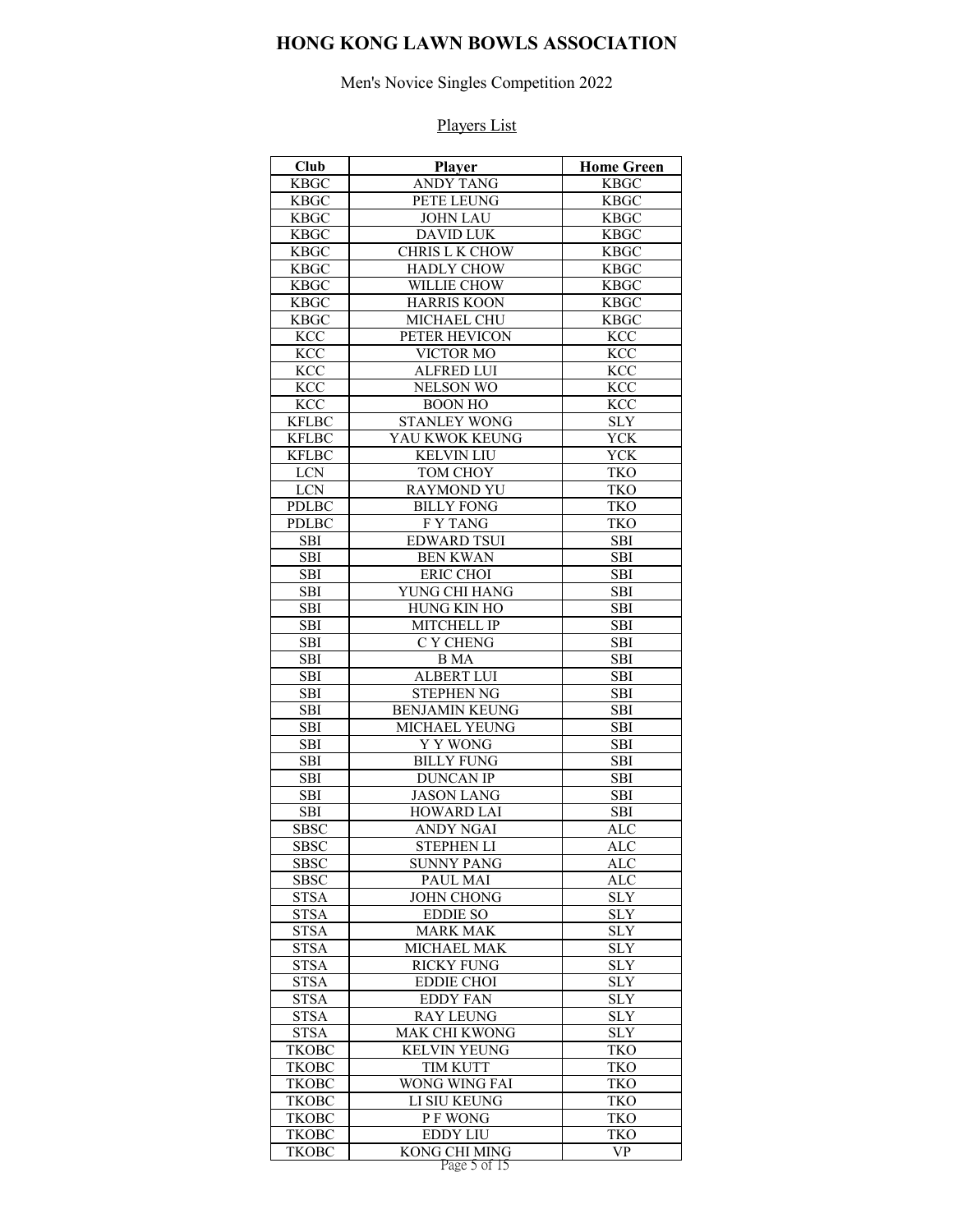# HONG KONG LAWN BOWLS ASSOCIATION

Men's Novice Singles Competition 2022

Players List

| Club | Player | Home Green |
|---|---|---|
| KBGC | ANDY TANG | KBGC |
| KBGC | PETE LEUNG | KBGC |
| KBGC | JOHN LAU | KBGC |
| KBGC | DAVID LUK | KBGC |
| KBGC | CHRIS L K CHOW | KBGC |
| KBGC | HADLY CHOW | KBGC |
| KBGC | WILLIE CHOW | KBGC |
| KBGC | HARRIS KOON | KBGC |
| KBGC | MICHAEL CHU | KBGC |
| KCC | PETER HEVICON | KCC |
| KCC | VICTOR MO | KCC |
| KCC | ALFRED LUI | KCC |
| KCC | NELSON WO | KCC |
| KCC | BOON HO | KCC |
| KFLBC | STANLEY WONG | SLY |
| KFLBC | YAU KWOK KEUNG | YCK |
| KFLBC | KELVIN LIU | YCK |
| LCN | TOM CHOY | TKO |
| LCN | RAYMOND YU | TKO |
| PDLBC | BILLY FONG | TKO |
| PDLBC | F Y TANG | TKO |
| SBI | EDWARD TSUI | SBI |
| SBI | BEN KWAN | SBI |
| SBI | ERIC CHOI | SBI |
| SBI | YUNG CHI HANG | SBI |
| SBI | HUNG KIN HO | SBI |
| SBI | MITCHELL IP | SBI |
| SBI | C Y CHENG | SBI |
| SBI | B MA | SBI |
| SBI | ALBERT LUI | SBI |
| SBI | STEPHEN NG | SBI |
| SBI | BENJAMIN KEUNG | SBI |
| SBI | MICHAEL YEUNG | SBI |
| SBI | Y Y WONG | SBI |
| SBI | BILLY FUNG | SBI |
| SBI | DUNCAN IP | SBI |
| SBI | JASON LANG | SBI |
| SBI | HOWARD LAI | SBI |
| SBSC | ANDY NGAI | ALC |
| SBSC | STEPHEN LI | ALC |
| SBSC | SUNNY PANG | ALC |
| SBSC | PAUL MAI | ALC |
| STSA | JOHN CHONG | SLY |
| STSA | EDDIE SO | SLY |
| STSA | MARK MAK | SLY |
| STSA | MICHAEL MAK | SLY |
| STSA | RICKY FUNG | SLY |
| STSA | EDDIE CHOI | SLY |
| STSA | EDDY FAN | SLY |
| STSA | RAY LEUNG | SLY |
| STSA | MAK CHI KWONG | SLY |
| TKOBC | KELVIN YEUNG | TKO |
| TKOBC | TIM KUTT | TKO |
| TKOBC | WONG WING FAI | TKO |
| TKOBC | LI SIU KEUNG | TKO |
| TKOBC | P F WONG | TKO |
| TKOBC | EDDY LIU | TKO |
| TKOBC | KONG CHI MING | VP |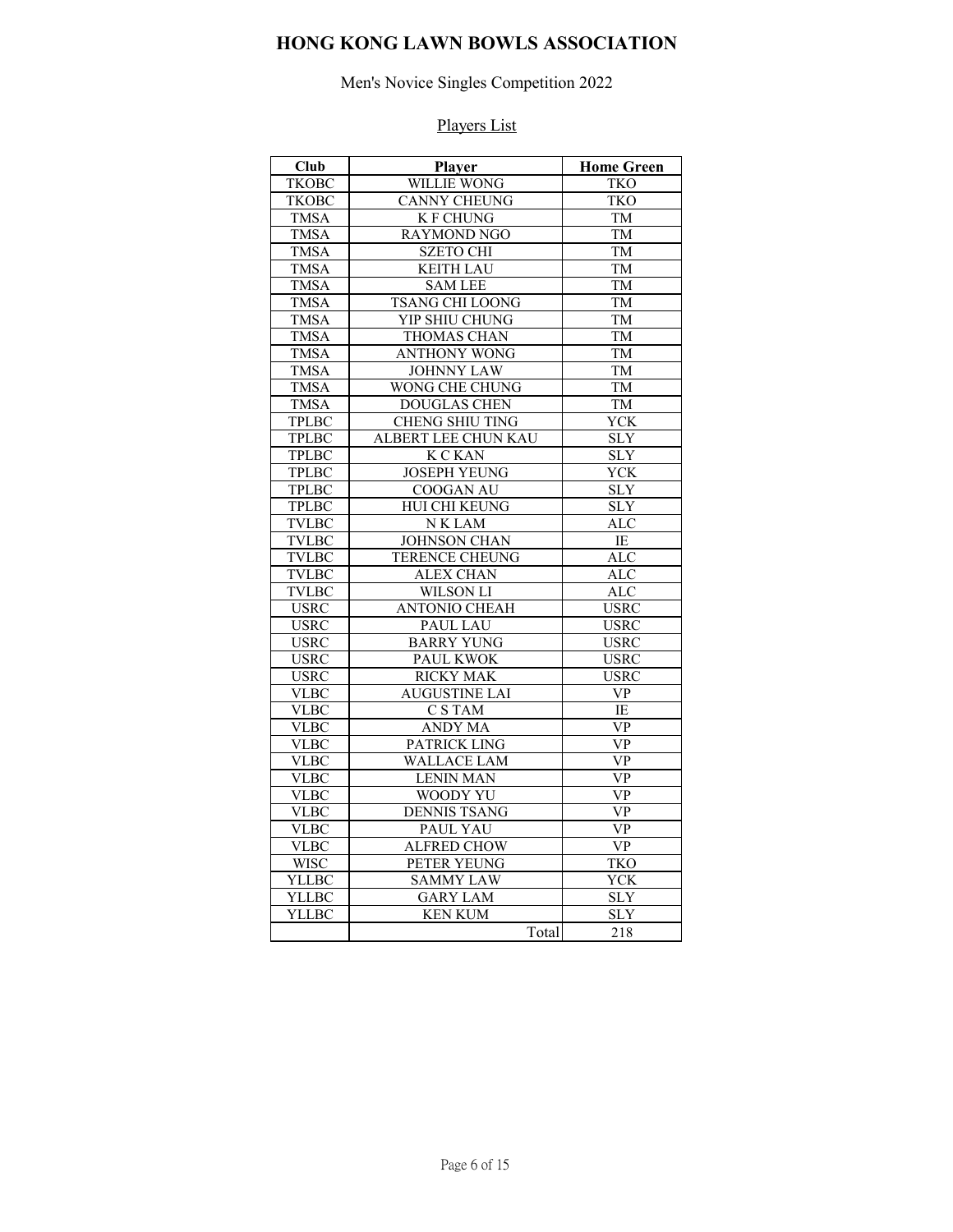# HONG KONG LAWN BOWLS ASSOCIATION

Men's Novice Singles Competition 2022

Players List

| Club | Player | Home Green |
|---|---|---|
| TKOBC | WILLIE WONG | TKO |
| TKOBC | CANNY CHEUNG | TKO |
| TMSA | K F CHUNG | TM |
| TMSA | RAYMOND NGO | TM |
| TMSA | SZETO CHI | TM |
| TMSA | KEITH LAU | TM |
| TMSA | SAM LEE | TM |
| TMSA | TSANG CHI LOONG | TM |
| TMSA | YIP SHIU CHUNG | TM |
| TMSA | THOMAS CHAN | TM |
| TMSA | ANTHONY WONG | TM |
| TMSA | JOHNNY LAW | TM |
| TMSA | WONG CHE CHUNG | TM |
| TMSA | DOUGLAS CHEN | TM |
| TPLBC | CHENG SHIU TING | YCK |
| TPLBC | ALBERT LEE CHUN KAU | SLY |
| TPLBC | K C KAN | SLY |
| TPLBC | JOSEPH YEUNG | YCK |
| TPLBC | COOGAN AU | SLY |
| TPLBC | HUI CHI KEUNG | SLY |
| TVLBC | N K LAM | ALC |
| TVLBC | JOHNSON CHAN | IE |
| TVLBC | TERENCE CHEUNG | ALC |
| TVLBC | ALEX CHAN | ALC |
| TVLBC | WILSON LI | ALC |
| USRC | ANTONIO CHEAH | USRC |
| USRC | PAUL LAU | USRC |
| USRC | BARRY YUNG | USRC |
| USRC | PAUL KWOK | USRC |
| USRC | RICKY MAK | USRC |
| VLBC | AUGUSTINE LAI | VP |
| VLBC | C S TAM | IE |
| VLBC | ANDY MA | VP |
| VLBC | PATRICK LING | VP |
| VLBC | WALLACE LAM | VP |
| VLBC | LENIN MAN | VP |
| VLBC | WOODY YU | VP |
| VLBC | DENNIS TSANG | VP |
| VLBC | PAUL YAU | VP |
| VLBC | ALFRED CHOW | VP |
| WISC | PETER YEUNG | TKO |
| YLLBC | SAMMY LAW | YCK |
| YLLBC | GARY LAM | SLY |
| YLLBC | KEN KUM | SLY |
| | Total | 218 |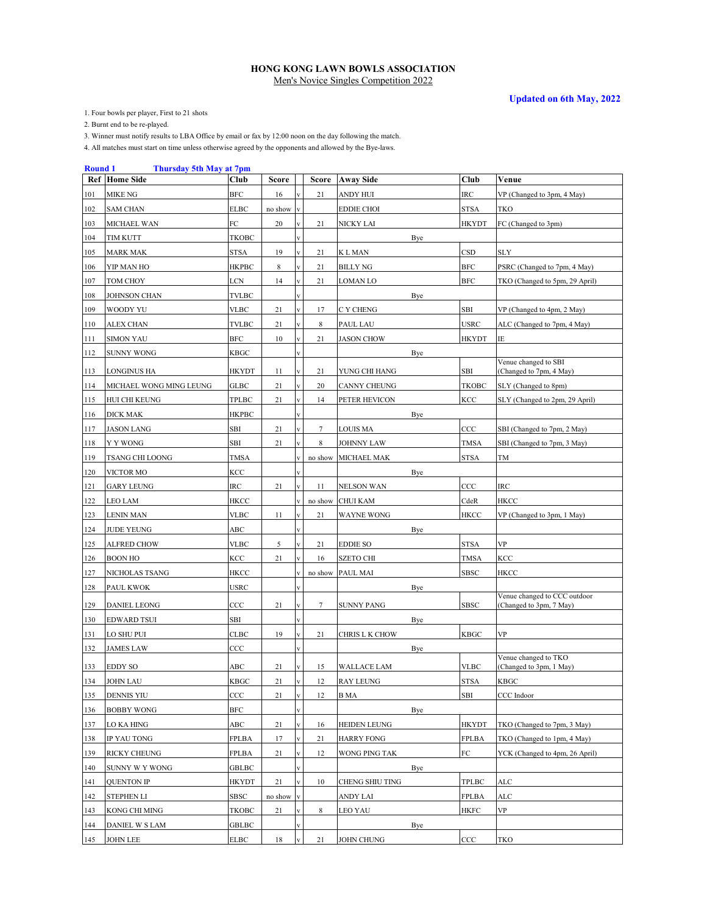## HONG KONG LAWN BOWLS ASSOCIATION

Men's Novice Singles Competition 2022

**Updated on 6th May, 2022**

1. Four bowls per player, First to 21 shots
2. Burnt end to be re-played.
3. Winner must notify results to LBA Office by email or fax by 12:00 noon on the day following the match.
4. All matches must start on time unless otherwise agreed by the opponents and allowed by the Bye-laws.

**Round 1 Thursday 5th May at 7pm**

| Ref | Home Side | Club | Score | | Score | Away Side | Club | Venue |
|---|---|---|---|---|---|---|---|---|
| 101 | MIKE NG | BFC | 16 | v | 21 | ANDY HUI | IRC | VP (Changed to 3pm, 4 May) |
| 102 | SAM CHAN | ELBC | no show | v | | EDDIE CHOI | STSA | TKO |
| 103 | MICHAEL WAN | FC | 20 | v | 21 | NICKY LAI | HKYDT | FC (Changed to 3pm) |
| 104 | TIM KUTT | TKOBC | | v | | Bye | | |
| 105 | MARK MAK | STSA | 19 | v | 21 | K L MAN | CSD | SLY |
| 106 | YIP MAN HO | HKPBC | 8 | v | 21 | BILLY NG | BFC | PSRC (Changed to 7pm, 4 May) |
| 107 | TOM CHOY | LCN | 14 | v | 21 | LOMAN LO | BFC | TKO (Changed to 5pm, 29 April) |
| 108 | JOHNSON CHAN | TVLBC | | v | | Bye | | |
| 109 | WOODY YU | VLBC | 21 | v | 17 | C Y CHENG | SBI | VP (Changed to 4pm, 2 May) |
| 110 | ALEX CHAN | TVLBC | 21 | v | 8 | PAUL LAU | USRC | ALC (Changed to 7pm, 4 May) |
| 111 | SIMON YAU | BFC | 10 | v | 21 | JASON CHOW | HKYDT | IE |
| 112 | SUNNY WONG | KBGC | | v | | Bye | | |
| 113 | LONGINUS HA | HKYDT | 11 | v | 21 | YUNG CHI HANG | SBI | Venue changed to SBI (Changed to 7pm, 4 May) |
| 114 | MICHAEL WONG MING LEUNG | GLBC | 21 | v | 20 | CANNY CHEUNG | TKOBC | SLY (Changed to 8pm) |
| 115 | HUI CHI KEUNG | TPLBC | 21 | v | 14 | PETER HEVICON | KCC | SLY (Changed to 2pm, 29 April) |
| 116 | DICK MAK | HKPBC | | v | | Bye | | |
| 117 | JASON LANG | SBI | 21 | v | 7 | LOUIS MA | CCC | SBI (Changed to 7pm, 2 May) |
| 118 | Y Y WONG | SBI | 21 | v | 8 | JOHNNY LAW | TMSA | SBI (Changed to 7pm, 3 May) |
| 119 | TSANG CHI LOONG | TMSA | | v | no show | MICHAEL MAK | STSA | TM |
| 120 | VICTOR MO | KCC | | v | | Bye | | |
| 121 | GARY LEUNG | IRC | 21 | v | 11 | NELSON WAN | CCC | IRC |
| 122 | LEO LAM | HKCC | | v | no show | CHUI KAM | CdeR | HKCC |
| 123 | LENIN MAN | VLBC | 11 | v | 21 | WAYNE WONG | HKCC | VP (Changed to 3pm, 1 May) |
| 124 | JUDE YEUNG | ABC | | v | | Bye | | |
| 125 | ALFRED CHOW | VLBC | 5 | v | 21 | EDDIE SO | STSA | VP |
| 126 | BOON HO | KCC | 21 | v | 16 | SZETO CHI | TMSA | KCC |
| 127 | NICHOLAS TSANG | HKCC | | v | no show | PAUL MAI | SBSC | HKCC |
| 128 | PAUL KWOK | USRC | | v | | Bye | | |
| 129 | DANIEL LEONG | CCC | 21 | v | 7 | SUNNY PANG | SBSC | Venue changed to CCC outdoor (Changed to 3pm, 7 May) |
| 130 | EDWARD TSUI | SBI | | v | | Bye | | |
| 131 | LO SHU PUI | CLBC | 19 | v | 21 | CHRIS L K CHOW | KBGC | VP |
| 132 | JAMES LAW | CCC | | v | | Bye | | |
| 133 | EDDY SO | ABC | 21 | v | 15 | WALLACE LAM | VLBC | Venue changed to TKO (Changed to 3pm, 1 May) |
| 134 | JOHN LAU | KBGC | 21 | v | 12 | RAY LEUNG | STSA | KBGC |
| 135 | DENNIS YIU | CCC | 21 | v | 12 | B MA | SBI | CCC Indoor |
| 136 | BOBBY WONG | BFC | | v | | Bye | | |
| 137 | LO KA HING | ABC | 21 | v | 16 | HEIDEN LEUNG | HKYDT | TKO (Changed to 7pm, 3 May) |
| 138 | IP YAU TONG | FPLBA | 17 | v | 21 | HARRY FONG | FPLBA | TKO (Changed to 1pm, 4 May) |
| 139 | RICKY CHEUNG | FPLBA | 21 | v | 12 | WONG PING TAK | FC | YCK (Changed to 4pm, 26 April) |
| 140 | SUNNY W Y WONG | GBLBC | | v | | Bye | | |
| 141 | QUENTON IP | HKYDT | 21 | v | 10 | CHENG SHIU TING | TPLBC | ALC |
| 142 | STEPHEN LI | SBSC | no show | v | | ANDY LAI | FPLBA | ALC |
| 143 | KONG CHI MING | TKOBC | 21 | v | 8 | LEO YAU | HKFC | VP |
| 144 | DANIEL W S LAM | GBLBC | | v | | Bye | | |
| 145 | JOHN LEE | ELBC | 18 | v | 21 | JOHN CHUNG | CCC | TKO |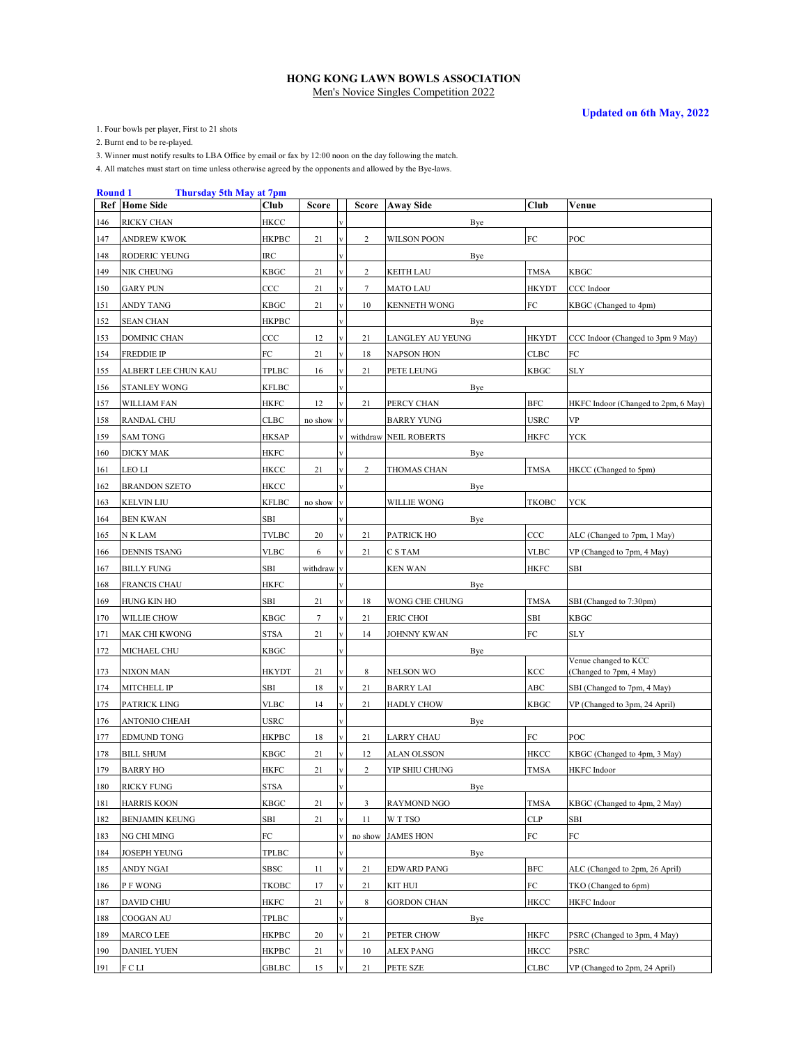# HONG KONG LAWN BOWLS ASSOCIATION

Men's Novice Singles Competition 2022

**Updated on 6th May, 2022**

1. Four bowls per player, First to 21 shots
2. Burnt end to be re-played.
3. Winner must notify results to LBA Office by email or fax by 12:00 noon on the day following the match.
4. All matches must start on time unless otherwise agreed by the opponents and allowed by the Bye-laws.

**Round 1 Thursday 5th May at 7pm**

| Ref | Home Side | Club | Score | | Score | Away Side | Club | Venue |
|---|---|---|---|---|---|---|---|---|
| 146 | RICKY CHAN | HKCC | | v | | Bye | | |
| 147 | ANDREW KWOK | HKPBC | 21 | v | 2 | WILSON POON | FC | POC |
| 148 | RODERIC YEUNG | IRC | | v | | Bye | | |
| 149 | NIK CHEUNG | KBGC | 21 | v | 2 | KEITH LAU | TMSA | KBGC |
| 150 | GARY PUN | CCC | 21 | v | 7 | MATO LAU | HKYDT | CCC Indoor |
| 151 | ANDY TANG | KBGC | 21 | v | 10 | KENNETH WONG | FC | KBGC (Changed to 4pm) |
| 152 | SEAN CHAN | HKPBC | | v | | Bye | | |
| 153 | DOMINIC CHAN | CCC | 12 | v | 21 | LANGLEY AU YEUNG | HKYDT | CCC Indoor (Changed to 3pm 9 May) |
| 154 | FREDDIE IP | FC | 21 | v | 18 | NAPSON HON | CLBC | FC |
| 155 | ALBERT LEE CHUN KAU | TPLBC | 16 | v | 21 | PETE LEUNG | KBGC | SLY |
| 156 | STANLEY WONG | KFLBC | | v | | Bye | | |
| 157 | WILLIAM FAN | HKFC | 12 | v | 21 | PERCY CHAN | BFC | HKFC Indoor (Changed to 2pm, 6 May) |
| 158 | RANDAL CHU | CLBC | no show | v | | BARRY YUNG | USRC | VP |
| 159 | SAM TONG | HKSAP | | v | withdraw | NEIL ROBERTS | HKFC | YCK |
| 160 | DICKY MAK | HKFC | | v | | Bye | | |
| 161 | LEO LI | HKCC | 21 | v | 2 | THOMAS CHAN | TMSA | HKCC (Changed to 5pm) |
| 162 | BRANDON SZETO | HKCC | | v | | Bye | | |
| 163 | KELVIN LIU | KFLBC | no show | v | | WILLIE WONG | TKOBC | YCK |
| 164 | BEN KWAN | SBI | | v | | Bye | | |
| 165 | N K LAM | TVLBC | 20 | v | 21 | PATRICK HO | CCC | ALC (Changed to 7pm, 1 May) |
| 166 | DENNIS TSANG | VLBC | 6 | v | 21 | C S TAM | VLBC | VP (Changed to 7pm, 4 May) |
| 167 | BILLY FUNG | SBI | withdraw | v | | KEN WAN | HKFC | SBI |
| 168 | FRANCIS CHAU | HKFC | | v | | Bye | | |
| 169 | HUNG KIN HO | SBI | 21 | v | 18 | WONG CHE CHUNG | TMSA | SBI (Changed to 7:30pm) |
| 170 | WILLIE CHOW | KBGC | 7 | v | 21 | ERIC CHOI | SBI | KBGC |
| 171 | MAK CHI KWONG | STSA | 21 | v | 14 | JOHNNY KWAN | FC | SLY |
| 172 | MICHAEL CHU | KBGC | | v | | Bye | | |
| 173 | NIXON MAN | HKYDT | 21 | v | 8 | NELSON WO | KCC | Venue changed to KCC (Changed to 7pm, 4 May) |
| 174 | MITCHELL IP | SBI | 18 | v | 21 | BARRY LAI | ABC | SBI (Changed to 7pm, 4 May) |
| 175 | PATRICK LING | VLBC | 14 | v | 21 | HADLY CHOW | KBGC | VP (Changed to 3pm, 24 April) |
| 176 | ANTONIO CHEAH | USRC | | v | | Bye | | |
| 177 | EDMUND TONG | HKPBC | 18 | v | 21 | LARRY CHAU | FC | POC |
| 178 | BILL SHUM | KBGC | 21 | v | 12 | ALAN OLSSON | HKCC | KBGC (Changed to 4pm, 3 May) |
| 179 | BARRY HO | HKFC | 21 | v | 2 | YIP SHIU CHUNG | TMSA | HKFC Indoor |
| 180 | RICKY FUNG | STSA | | v | | Bye | | |
| 181 | HARRIS KOON | KBGC | 21 | v | 3 | RAYMOND NGO | TMSA | KBGC (Changed to 4pm, 2 May) |
| 182 | BENJAMIN KEUNG | SBI | 21 | v | 11 | W T TSO | CLP | SBI |
| 183 | NG CHI MING | FC | | v | no show | JAMES HON | FC | FC |
| 184 | JOSEPH YEUNG | TPLBC | | v | | Bye | | |
| 185 | ANDY NGAI | SBSC | 11 | v | 21 | EDWARD PANG | BFC | ALC (Changed to 2pm, 26 April) |
| 186 | P F WONG | TKOBC | 17 | v | 21 | KIT HUI | FC | TKO (Changed to 6pm) |
| 187 | DAVID CHIU | HKFC | 21 | v | 8 | GORDON CHAN | HKCC | HKFC Indoor |
| 188 | COOGAN AU | TPLBC | | v | | Bye | | |
| 189 | MARCO LEE | HKPBC | 20 | v | 21 | PETER CHOW | HKFC | PSRC (Changed to 3pm, 4 May) |
| 190 | DANIEL YUEN | HKPBC | 21 | v | 10 | ALEX PANG | HKCC | PSRC |
| 191 | F C LI | GBLBC | 15 | v | 21 | PETE SZE | CLBC | VP (Changed to 2pm, 24 April) |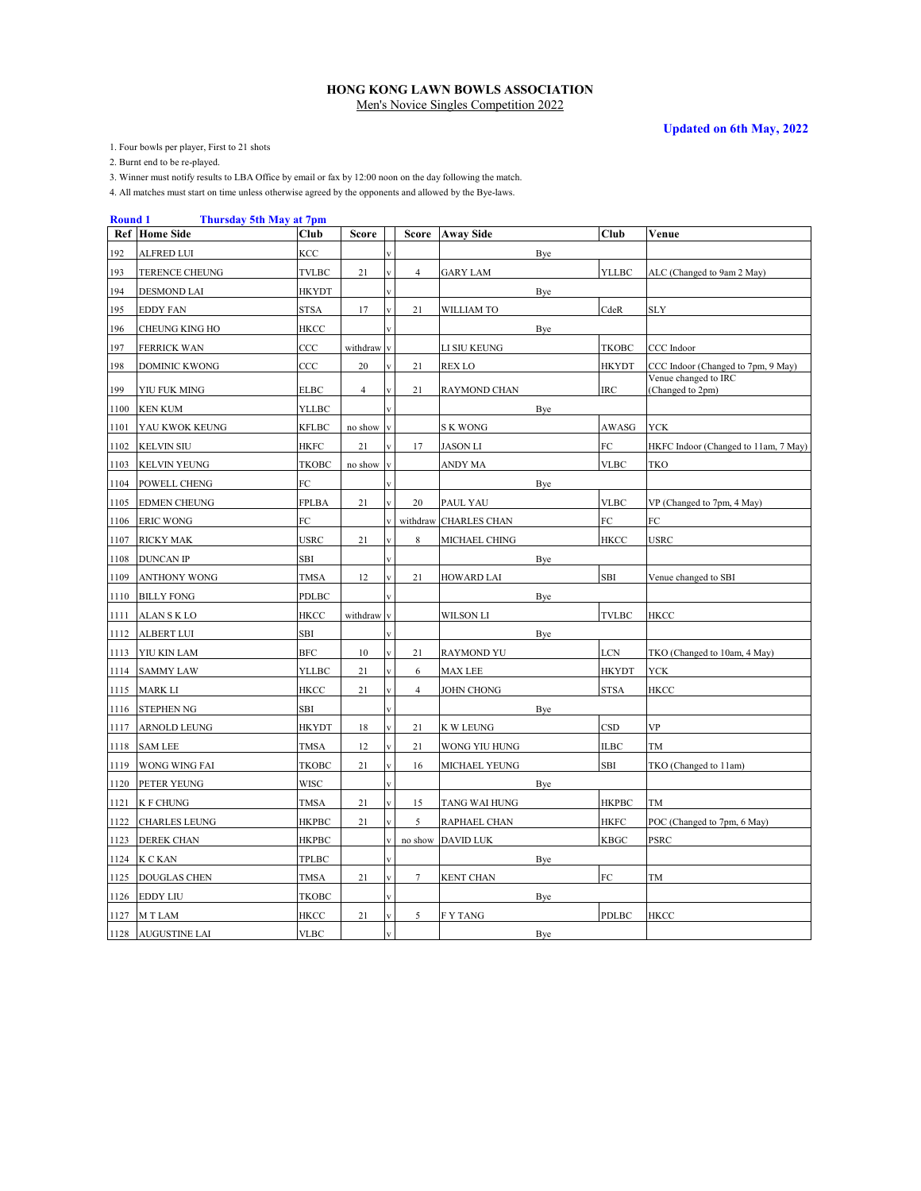# HONG KONG LAWN BOWLS ASSOCIATION

Men's Novice Singles Competition 2022

**Updated on 6th May, 2022**

1. Four bowls per player, First to 21 shots
2. Burnt end to be re-played.
3. Winner must notify results to LBA Office by email or fax by 12:00 noon on the day following the match.
4. All matches must start on time unless otherwise agreed by the opponents and allowed by the Bye-laws.

**Round 1 Thursday 5th May at 7pm**

| Ref | Home Side | Club | Score | | Score | Away Side | Club | Venue |
|---|---|---|---|---|---|---|---|---|
| 192 | ALFRED LUI | KCC | | v | | Bye | | |
| 193 | TERENCE CHEUNG | TVLBC | 21 | v | 4 | GARY LAM | YLLBC | ALC (Changed to 9am 2 May) |
| 194 | DESMOND LAI | HKYDT | | v | | Bye | | |
| 195 | EDDY FAN | STSA | 17 | v | 21 | WILLIAM TO | CdeR | SLY |
| 196 | CHEUNG KING HO | HKCC | | v | | Bye | | |
| 197 | FERRICK WAN | CCC | withdraw | v | | LI SIU KEUNG | TKOBC | CCC Indoor |
| 198 | DOMINIC KWONG | CCC | 20 | v | 21 | REX LO | HKYDT | CCC Indoor (Changed to 7pm, 9 May) |
| 199 | YIU FUK MING | ELBC | 4 | v | 21 | RAYMOND CHAN | IRC | Venue changed to IRC (Changed to 2pm) |
| 1100 | KEN KUM | YLLBC | | v | | Bye | | |
| 1101 | YAU KWOK KEUNG | KFLBC | no show | v | | S K WONG | AWASG | YCK |
| 1102 | KELVIN SIU | HKFC | 21 | v | 17 | JASON LI | FC | HKFC Indoor (Changed to 11am, 7 May) |
| 1103 | KELVIN YEUNG | TKOBC | no show | v | | ANDY MA | VLBC | TKO |
| 1104 | POWELL CHENG | FC | | v | | Bye | | |
| 1105 | EDMEN CHEUNG | FPLBA | 21 | v | 20 | PAUL YAU | VLBC | VP (Changed to 7pm, 4 May) |
| 1106 | ERIC WONG | FC | | v | withdraw | CHARLES CHAN | FC | FC |
| 1107 | RICKY MAK | USRC | 21 | v | 8 | MICHAEL CHING | HKCC | USRC |
| 1108 | DUNCAN IP | SBI | | v | | Bye | | |
| 1109 | ANTHONY WONG | TMSA | 12 | v | 21 | HOWARD LAI | SBI | Venue changed to SBI |
| 1110 | BILLY FONG | PDLBC | | v | | Bye | | |
| 1111 | ALAN S K LO | HKCC | withdraw | v | | WILSON LI | TVLBC | HKCC |
| 1112 | ALBERT LUI | SBI | | v | | Bye | | |
| 1113 | YIU KIN LAM | BFC | 10 | v | 21 | RAYMOND YU | LCN | TKO (Changed to 10am, 4 May) |
| 1114 | SAMMY LAW | YLLBC | 21 | v | 6 | MAX LEE | HKYDT | YCK |
| 1115 | MARK LI | HKCC | 21 | v | 4 | JOHN CHONG | STSA | HKCC |
| 1116 | STEPHEN NG | SBI | | v | | Bye | | |
| 1117 | ARNOLD LEUNG | HKYDT | 18 | v | 21 | K W LEUNG | CSD | VP |
| 1118 | SAM LEE | TMSA | 12 | v | 21 | WONG YIU HUNG | ILBC | TM |
| 1119 | WONG WING FAI | TKOBC | 21 | v | 16 | MICHAEL YEUNG | SBI | TKO (Changed to 11am) |
| 1120 | PETER YEUNG | WISC | | v | | Bye | | |
| 1121 | K F CHUNG | TMSA | 21 | v | 15 | TANG WAI HUNG | HKPBC | TM |
| 1122 | CHARLES LEUNG | HKPBC | 21 | v | 5 | RAPHAEL CHAN | HKFC | POC (Changed to 7pm, 6 May) |
| 1123 | DEREK CHAN | HKPBC | | v | no show | DAVID LUK | KBGC | PSRC |
| 1124 | K C KAN | TPLBC | | v | | Bye | | |
| 1125 | DOUGLAS CHEN | TMSA | 21 | v | 7 | KENT CHAN | FC | TM |
| 1126 | EDDY LIU | TKOBC | | v | | Bye | | |
| 1127 | M T LAM | HKCC | 21 | v | 5 | F Y TANG | PDLBC | HKCC |
| 1128 | AUGUSTINE LAI | VLBC | | v | | Bye | | |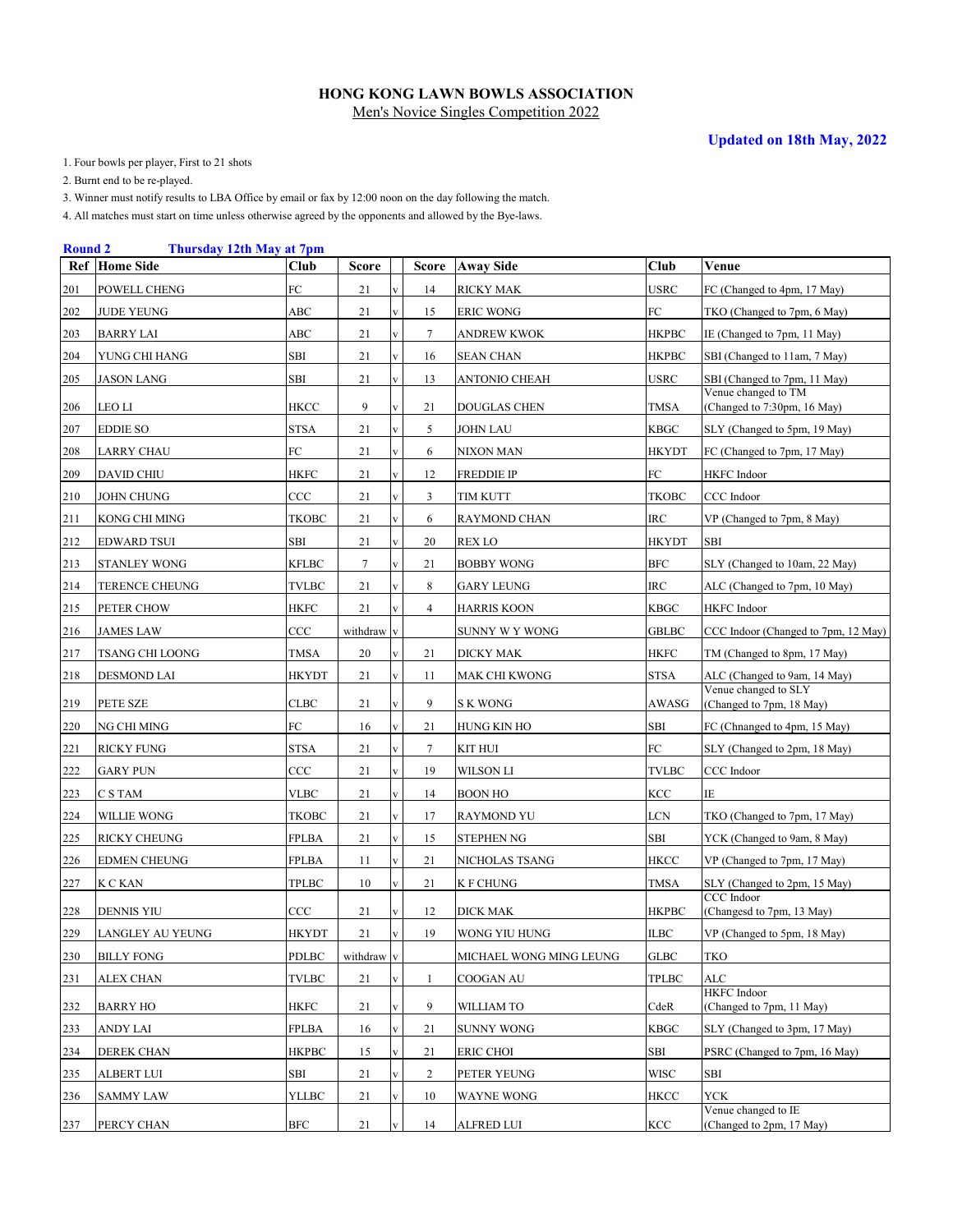# HONG KONG LAWN BOWLS ASSOCIATION

Men's Novice Singles Competition 2022

**Updated on 18th May, 2022**

1. Four bowls per player, First to 21 shots
2. Burnt end to be re-played.
3. Winner must notify results to LBA Office by email or fax by 12:00 noon on the day following the match.
4. All matches must start on time unless otherwise agreed by the opponents and allowed by the Bye-laws.

**Round 2** **Thursday 12th May at 7pm**

| Ref | Home Side | Club | Score | | Score | Away Side | Club | Venue |
|---|---|---|---|---|---|---|---|---|
| 201 | POWELL CHENG | FC | 21 | v | 14 | RICKY MAK | USRC | FC (Changed to 4pm, 17 May) |
| 202 | JUDE YEUNG | ABC | 21 | v | 15 | ERIC WONG | FC | TKO (Changed to 7pm, 6 May) |
| 203 | BARRY LAI | ABC | 21 | v | 7 | ANDREW KWOK | HKPBC | IE (Changed to 7pm, 11 May) |
| 204 | YUNG CHI HANG | SBI | 21 | v | 16 | SEAN CHAN | HKPBC | SBI (Changed to 11am, 7 May) |
| 205 | JASON LANG | SBI | 21 | v | 13 | ANTONIO CHEAH | USRC | SBI (Changed to 7pm, 11 May) |
| 206 | LEO LI | HKCC | 9 | v | 21 | DOUGLAS CHEN | TMSA | Venue changed to TM (Changed to 7:30pm, 16 May) |
| 207 | EDDIE SO | STSA | 21 | v | 5 | JOHN LAU | KBGC | SLY (Changed to 5pm, 19 May) |
| 208 | LARRY CHAU | FC | 21 | v | 6 | NIXON MAN | HKYDT | FC (Changed to 7pm, 17 May) |
| 209 | DAVID CHIU | HKFC | 21 | v | 12 | FREDDIE IP | FC | HKFC Indoor |
| 210 | JOHN CHUNG | CCC | 21 | v | 3 | TIM KUTT | TKOBC | CCC Indoor |
| 211 | KONG CHI MING | TKOBC | 21 | v | 6 | RAYMOND CHAN | IRC | VP (Changed to 7pm, 8 May) |
| 212 | EDWARD TSUI | SBI | 21 | v | 20 | REX LO | HKYDT | SBI |
| 213 | STANLEY WONG | KFLBC | 7 | v | 21 | BOBBY WONG | BFC | SLY (Changed to 10am, 22 May) |
| 214 | TERENCE CHEUNG | TVLBC | 21 | v | 8 | GARY LEUNG | IRC | ALC (Changed to 7pm, 10 May) |
| 215 | PETER CHOW | HKFC | 21 | v | 4 | HARRIS KOON | KBGC | HKFC Indoor |
| 216 | JAMES LAW | CCC | withdraw | v | | SUNNY W Y WONG | GBLBC | CCC Indoor (Changed to 7pm, 12 May) |
| 217 | TSANG CHI LOONG | TMSA | 20 | v | 21 | DICKY MAK | HKFC | TM (Changed to 8pm, 17 May) |
| 218 | DESMOND LAI | HKYDT | 21 | v | 11 | MAK CHI KWONG | STSA | ALC (Changed to 9am, 14 May) |
| 219 | PETE SZE | CLBC | 21 | v | 9 | S K WONG | AWASG | Venue changed to SLY (Changed to 7pm, 18 May) |
| 220 | NG CHI MING | FC | 16 | v | 21 | HUNG KIN HO | SBI | FC (Chnanged to 4pm, 15 May) |
| 221 | RICKY FUNG | STSA | 21 | v | 7 | KIT HUI | FC | SLY (Changed to 2pm, 18 May) |
| 222 | GARY PUN | CCC | 21 | v | 19 | WILSON LI | TVLBC | CCC Indoor |
| 223 | C S TAM | VLBC | 21 | v | 14 | BOON HO | KCC | IE |
| 224 | WILLIE WONG | TKOBC | 21 | v | 17 | RAYMOND YU | LCN | TKO (Changed to 7pm, 17 May) |
| 225 | RICKY CHEUNG | FPLBA | 21 | v | 15 | STEPHEN NG | SBI | YCK (Changed to 9am, 8 May) |
| 226 | EDMEN CHEUNG | FPLBA | 11 | v | 21 | NICHOLAS TSANG | HKCC | VP (Changed to 7pm, 17 May) |
| 227 | K C KAN | TPLBC | 10 | v | 21 | K F CHUNG | TMSA | SLY (Changed to 2pm, 15 May) |
| 228 | DENNIS YIU | CCC | 21 | v | 12 | DICK MAK | HKPBC | CCC Indoor (Changesd to 7pm, 13 May) |
| 229 | LANGLEY AU YEUNG | HKYDT | 21 | v | 19 | WONG YIU HUNG | ILBC | VP (Changed to 5pm, 18 May) |
| 230 | BILLY FONG | PDLBC | withdraw | v | | MICHAEL WONG MING LEUNG | GLBC | TKO |
| 231 | ALEX CHAN | TVLBC | 21 | v | 1 | COOGAN AU | TPLBC | ALC |
| 232 | BARRY HO | HKFC | 21 | v | 9 | WILLIAM TO | CdeR | HKFC Indoor (Changed to 7pm, 11 May) |
| 233 | ANDY LAI | FPLBA | 16 | v | 21 | SUNNY WONG | KBGC | SLY (Changed to 3pm, 17 May) |
| 234 | DEREK CHAN | HKPBC | 15 | v | 21 | ERIC CHOI | SBI | PSRC (Changed to 7pm, 16 May) |
| 235 | ALBERT LUI | SBI | 21 | v | 2 | PETER YEUNG | WISC | SBI |
| 236 | SAMMY LAW | YLLBC | 21 | v | 10 | WAYNE WONG | HKCC | YCK |
| 237 | PERCY CHAN | BFC | 21 | v | 14 | ALFRED LUI | KCC | Venue changed to IE (Changed to 2pm, 17 May) |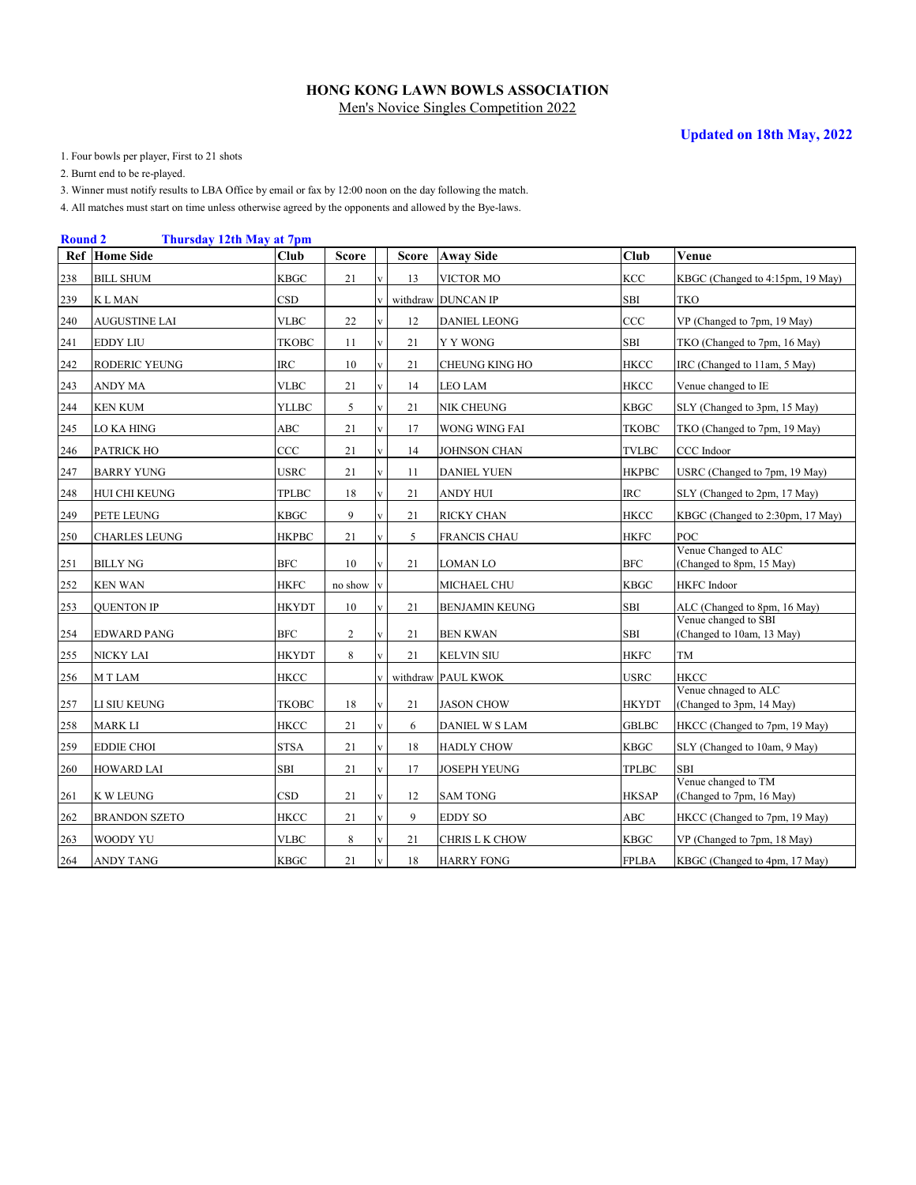# HONG KONG LAWN BOWLS ASSOCIATION

Men's Novice Singles Competition 2022

**Updated on 18th May, 2022**

1. Four bowls per player, First to 21 shots
2. Burnt end to be re-played.
3. Winner must notify results to LBA Office by email or fax by 12:00 noon on the day following the match.
4. All matches must start on time unless otherwise agreed by the opponents and allowed by the Bye-laws.

**Round 2** **Thursday 12th May at 7pm**

| Ref | Home Side | Club | Score | | Score | Away Side | Club | Venue |
|---|---|---|---|---|---|---|---|---|
| 238 | BILL SHUM | KBGC | 21 | v | 13 | VICTOR MO | KCC | KBGC (Changed to 4:15pm, 19 May) |
| 239 | K L MAN | CSD | | v | withdraw | DUNCAN IP | SBI | TKO |
| 240 | AUGUSTINE LAI | VLBC | 22 | v | 12 | DANIEL LEONG | CCC | VP (Changed to 7pm, 19 May) |
| 241 | EDDY LIU | TKOBC | 11 | v | 21 | Y Y WONG | SBI | TKO (Changed to 7pm, 16 May) |
| 242 | RODERIC YEUNG | IRC | 10 | v | 21 | CHEUNG KING HO | HKCC | IRC (Changed to 11am, 5 May) |
| 243 | ANDY MA | VLBC | 21 | v | 14 | LEO LAM | HKCC | Venue changed to IE |
| 244 | KEN KUM | YLLBC | 5 | v | 21 | NIK CHEUNG | KBGC | SLY (Changed to 3pm, 15 May) |
| 245 | LO KA HING | ABC | 21 | v | 17 | WONG WING FAI | TKOBC | TKO (Changed to 7pm, 19 May) |
| 246 | PATRICK HO | CCC | 21 | v | 14 | JOHNSON CHAN | TVLBC | CCC Indoor |
| 247 | BARRY YUNG | USRC | 21 | v | 11 | DANIEL YUEN | HKPBC | USRC (Changed to 7pm, 19 May) |
| 248 | HUI CHI KEUNG | TPLBC | 18 | v | 21 | ANDY HUI | IRC | SLY (Changed to 2pm, 17 May) |
| 249 | PETE LEUNG | KBGC | 9 | v | 21 | RICKY CHAN | HKCC | KBGC (Changed to 2:30pm, 17 May) |
| 250 | CHARLES LEUNG | HKPBC | 21 | v | 5 | FRANCIS CHAU | HKFC | POC |
| 251 | BILLY NG | BFC | 10 | v | 21 | LOMAN LO | BFC | Venue Changed to ALC (Changed to 8pm, 15 May) |
| 252 | KEN WAN | HKFC | no show | v | | MICHAEL CHU | KBGC | HKFC Indoor |
| 253 | QUENTON IP | HKYDT | 10 | v | 21 | BENJAMIN KEUNG | SBI | ALC (Changed to 8pm, 16 May) |
| 254 | EDWARD PANG | BFC | 2 | v | 21 | BEN KWAN | SBI | Venue changed to SBI (Changed to 10am, 13 May) |
| 255 | NICKY LAI | HKYDT | 8 | v | 21 | KELVIN SIU | HKFC | TM |
| 256 | M T LAM | HKCC | | v | withdraw | PAUL KWOK | USRC | HKCC |
| 257 | LI SIU KEUNG | TKOBC | 18 | v | 21 | JASON CHOW | HKYDT | Venue chnaged to ALC (Changed to 3pm, 14 May) |
| 258 | MARK LI | HKCC | 21 | v | 6 | DANIEL W S LAM | GBLBC | HKCC (Changed to 7pm, 19 May) |
| 259 | EDDIE CHOI | STSA | 21 | v | 18 | HADLY CHOW | KBGC | SLY (Changed to 10am, 9 May) |
| 260 | HOWARD LAI | SBI | 21 | v | 17 | JOSEPH YEUNG | TPLBC | SBI |
| 261 | K W LEUNG | CSD | 21 | v | 12 | SAM TONG | HKSAP | Venue changed to TM (Changed to 7pm, 16 May) |
| 262 | BRANDON SZETO | HKCC | 21 | v | 9 | EDDY SO | ABC | HKCC (Changed to 7pm, 19 May) |
| 263 | WOODY YU | VLBC | 8 | v | 21 | CHRIS L K CHOW | KBGC | VP (Changed to 7pm, 18 May) |
| 264 | ANDY TANG | KBGC | 21 | v | 18 | HARRY FONG | FPLBA | KBGC (Changed to 4pm, 17 May) |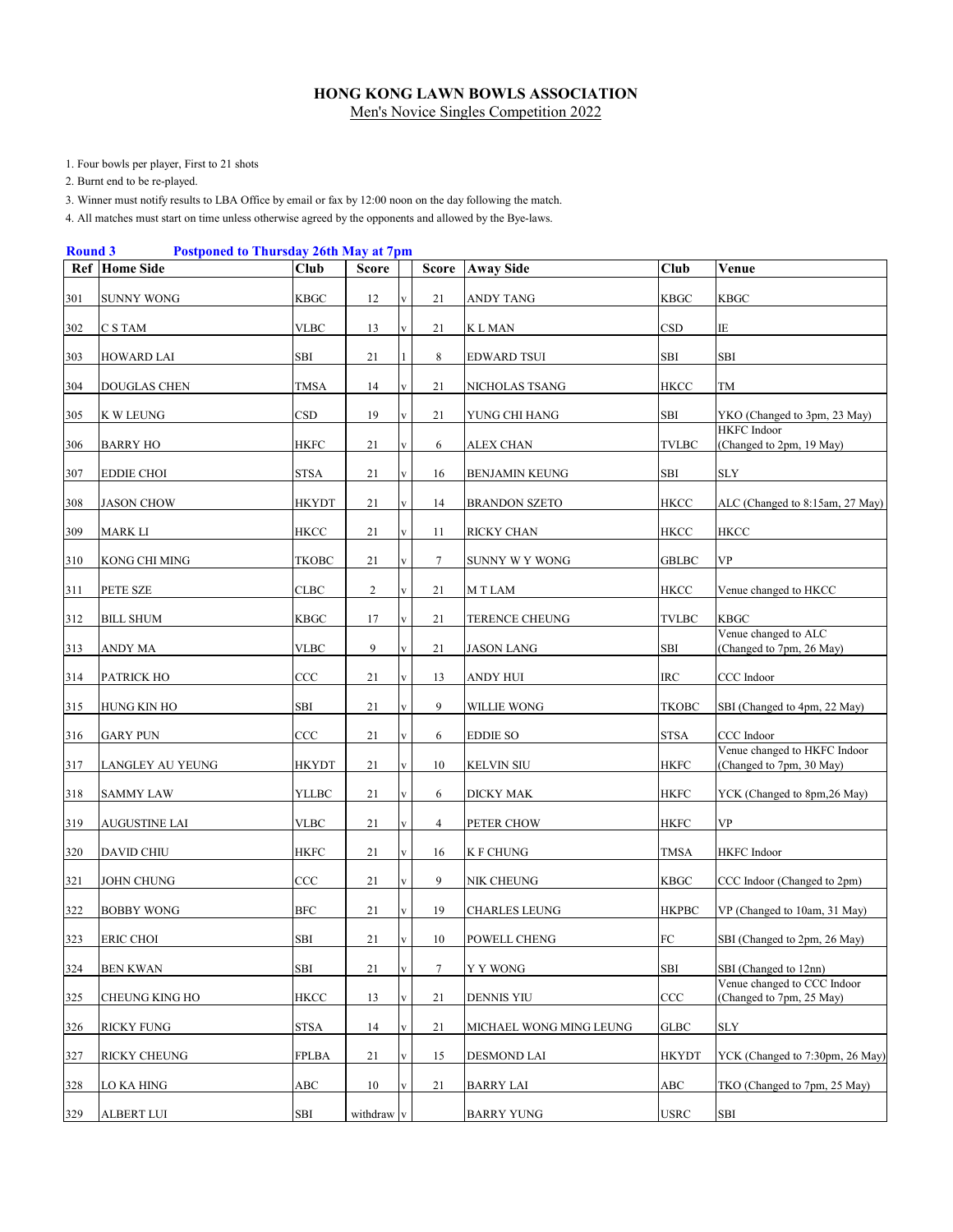**HONG KONG LAWN BOWLS ASSOCIATION**

Men's Novice Singles Competition 2022

1. Four bowls per player, First to 21 shots
2. Burnt end to be re-played.
3. Winner must notify results to LBA Office by email or fax by 12:00 noon on the day following the match.
4. All matches must start on time unless otherwise agreed by the opponents and allowed by the Bye-laws.

**Round 3** **Postponed to Thursday 26th May at 7pm**

| Ref | Home Side | Club | Score | | Score | Away Side | Club | Venue |
|---|---|---|---|---|---|---|---|---|
| 301 | SUNNY WONG | KBGC | 12 | v | 21 | ANDY TANG | KBGC | KBGC |
| 302 | C S TAM | VLBC | 13 | v | 21 | K L MAN | CSD | IE |
| 303 | HOWARD LAI | SBI | 21 | l | 8 | EDWARD TSUI | SBI | SBI |
| 304 | DOUGLAS CHEN | TMSA | 14 | v | 21 | NICHOLAS TSANG | HKCC | TM |
| 305 | K W LEUNG | CSD | 19 | v | 21 | YUNG CHI HANG | SBI | YKO (Changed to 3pm, 23 May) |
| 306 | BARRY HO | HKFC | 21 | v | 6 | ALEX CHAN | TVLBC | HKFC Indoor (Changed to 2pm, 19 May) |
| 307 | EDDIE CHOI | STSA | 21 | v | 16 | BENJAMIN KEUNG | SBI | SLY |
| 308 | JASON CHOW | HKYDT | 21 | v | 14 | BRANDON SZETO | HKCC | ALC (Changed to 8:15am, 27 May) |
| 309 | MARK LI | HKCC | 21 | v | 11 | RICKY CHAN | HKCC | HKCC |
| 310 | KONG CHI MING | TKOBC | 21 | v | 7 | SUNNY W Y WONG | GBLBC | VP |
| 311 | PETE SZE | CLBC | 2 | v | 21 | M T LAM | HKCC | Venue changed to HKCC |
| 312 | BILL SHUM | KBGC | 17 | v | 21 | TERENCE CHEUNG | TVLBC | KBGC |
| 313 | ANDY MA | VLBC | 9 | v | 21 | JASON LANG | SBI | Venue changed to ALC (Changed to 7pm, 26 May) |
| 314 | PATRICK HO | CCC | 21 | v | 13 | ANDY HUI | IRC | CCC Indoor |
| 315 | HUNG KIN HO | SBI | 21 | v | 9 | WILLIE WONG | TKOBC | SBI (Changed to 4pm, 22 May) |
| 316 | GARY PUN | CCC | 21 | v | 6 | EDDIE SO | STSA | CCC Indoor |
| 317 | LANGLEY AU YEUNG | HKYDT | 21 | v | 10 | KELVIN SIU | HKFC | Venue changed to HKFC Indoor (Changed to 7pm, 30 May) |
| 318 | SAMMY LAW | YLLBC | 21 | v | 6 | DICKY MAK | HKFC | YCK (Changed to 8pm,26 May) |
| 319 | AUGUSTINE LAI | VLBC | 21 | v | 4 | PETER CHOW | HKFC | VP |
| 320 | DAVID CHIU | HKFC | 21 | v | 16 | K F CHUNG | TMSA | HKFC Indoor |
| 321 | JOHN CHUNG | CCC | 21 | v | 9 | NIK CHEUNG | KBGC | CCC Indoor (Changed to 2pm) |
| 322 | BOBBY WONG | BFC | 21 | v | 19 | CHARLES LEUNG | HKPBC | VP (Changed to 10am, 31 May) |
| 323 | ERIC CHOI | SBI | 21 | v | 10 | POWELL CHENG | FC | SBI (Changed to 2pm, 26 May) |
| 324 | BEN KWAN | SBI | 21 | v | 7 | Y Y WONG | SBI | SBI (Changed to 12nn) |
| 325 | CHEUNG KING HO | HKCC | 13 | v | 21 | DENNIS YIU | CCC | Venue changed to CCC Indoor (Changed to 7pm, 25 May) |
| 326 | RICKY FUNG | STSA | 14 | v | 21 | MICHAEL WONG MING LEUNG | GLBC | SLY |
| 327 | RICKY CHEUNG | FPLBA | 21 | v | 15 | DESMOND LAI | HKYDT | YCK (Changed to 7:30pm, 26 May) |
| 328 | LO KA HING | ABC | 10 | v | 21 | BARRY LAI | ABC | TKO (Changed to 7pm, 25 May) |
| 329 | ALBERT LUI | SBI | withdraw | v | | BARRY YUNG | USRC | SBI |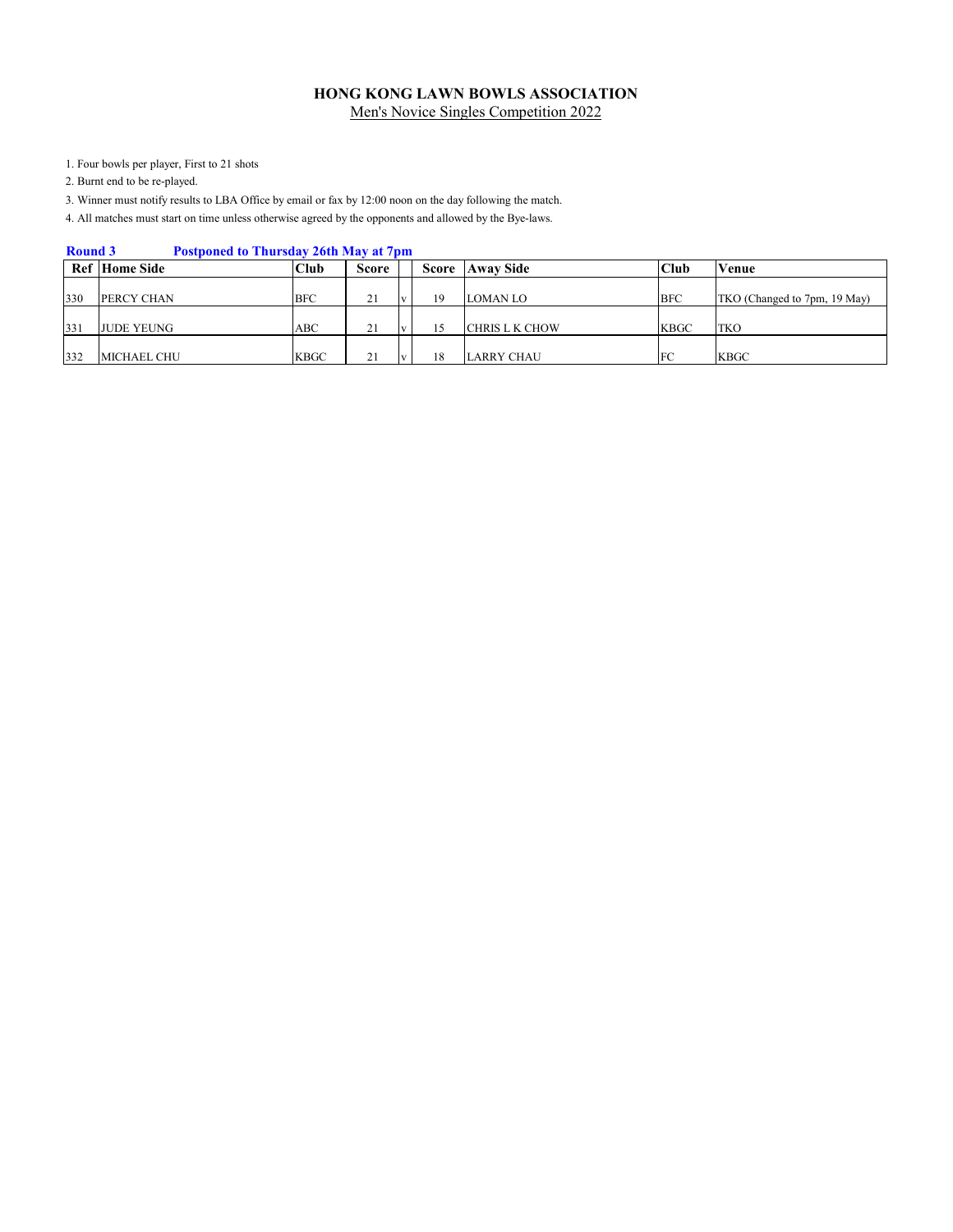**HONG KONG LAWN BOWLS ASSOCIATION**

Men's Novice Singles Competition 2022

1. Four bowls per player, First to 21 shots
2. Burnt end to be re-played.
3. Winner must notify results to LBA Office by email or fax by 12:00 noon on the day following the match.
4. All matches must start on time unless otherwise agreed by the opponents and allowed by the Bye-laws.

**Round 3** **Postponed to Thursday 26th May at 7pm**

| Ref | Home Side | Club | Score | | Score | Away Side | Club | Venue |
|---|---|---|---|---|---|---|---|---|
| 330 | PERCY CHAN | BFC | 21 | v | 19 | LOMAN LO | BFC | TKO (Changed to 7pm, 19 May) |
| 331 | JUDE YEUNG | ABC | 21 | v | 15 | CHRIS L K CHOW | KBGC | TKO |
| 332 | MICHAEL CHU | KBGC | 21 | v | 18 | LARRY CHAU | FC | KBGC |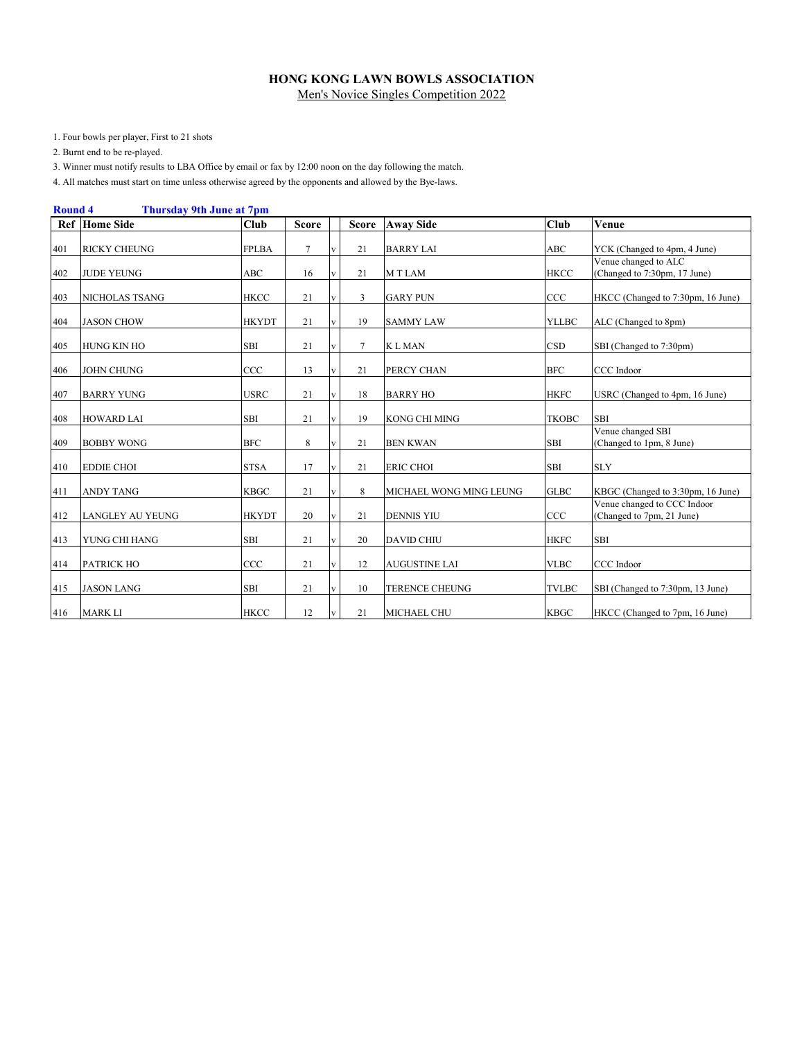# HONG KONG LAWN BOWLS ASSOCIATION

Men's Novice Singles Competition 2022

1. Four bowls per player, First to 21 shots
2. Burnt end to be re-played.
3. Winner must notify results to LBA Office by email or fax by 12:00 noon on the day following the match.
4. All matches must start on time unless otherwise agreed by the opponents and allowed by the Bye-laws.

**Round 4 Thursday 9th June at 7pm**

| Ref | Home Side | Club | Score | | Score | Away Side | Club | Venue |
|---|---|---|---|---|---|---|---|---|
| 401 | RICKY CHEUNG | FPLBA | 7 | v | 21 | BARRY LAI | ABC | YCK (Changed to 4pm, 4 June) |
| 402 | JUDE YEUNG | ABC | 16 | v | 21 | M T LAM | HKCC | Venue changed to ALC (Changed to 7:30pm, 17 June) |
| 403 | NICHOLAS TSANG | HKCC | 21 | v | 3 | GARY PUN | CCC | HKCC (Changed to 7:30pm, 16 June) |
| 404 | JASON CHOW | HKYDT | 21 | v | 19 | SAMMY LAW | YLLBC | ALC (Changed to 8pm) |
| 405 | HUNG KIN HO | SBI | 21 | v | 7 | K L MAN | CSD | SBI (Changed to 7:30pm) |
| 406 | JOHN CHUNG | CCC | 13 | v | 21 | PERCY CHAN | BFC | CCC Indoor |
| 407 | BARRY YUNG | USRC | 21 | v | 18 | BARRY HO | HKFC | USRC (Changed to 4pm, 16 June) |
| 408 | HOWARD LAI | SBI | 21 | v | 19 | KONG CHI MING | TKOBC | SBI |
| 409 | BOBBY WONG | BFC | 8 | v | 21 | BEN KWAN | SBI | Venue changed SBI (Changed to 1pm, 8 June) |
| 410 | EDDIE CHOI | STSA | 17 | v | 21 | ERIC CHOI | SBI | SLY |
| 411 | ANDY TANG | KBGC | 21 | v | 8 | MICHAEL WONG MING LEUNG | GLBC | KBGC (Changed to 3:30pm, 16 June) |
| 412 | LANGLEY AU YEUNG | HKYDT | 20 | v | 21 | DENNIS YIU | CCC | Venue changed to CCC Indoor (Changed to 7pm, 21 June) |
| 413 | YUNG CHI HANG | SBI | 21 | v | 20 | DAVID CHIU | HKFC | SBI |
| 414 | PATRICK HO | CCC | 21 | v | 12 | AUGUSTINE LAI | VLBC | CCC Indoor |
| 415 | JASON LANG | SBI | 21 | v | 10 | TERENCE CHEUNG | TVLBC | SBI (Changed to 7:30pm, 13 June) |
| 416 | MARK LI | HKCC | 12 | v | 21 | MICHAEL CHU | KBGC | HKCC (Changed to 7pm, 16 June) |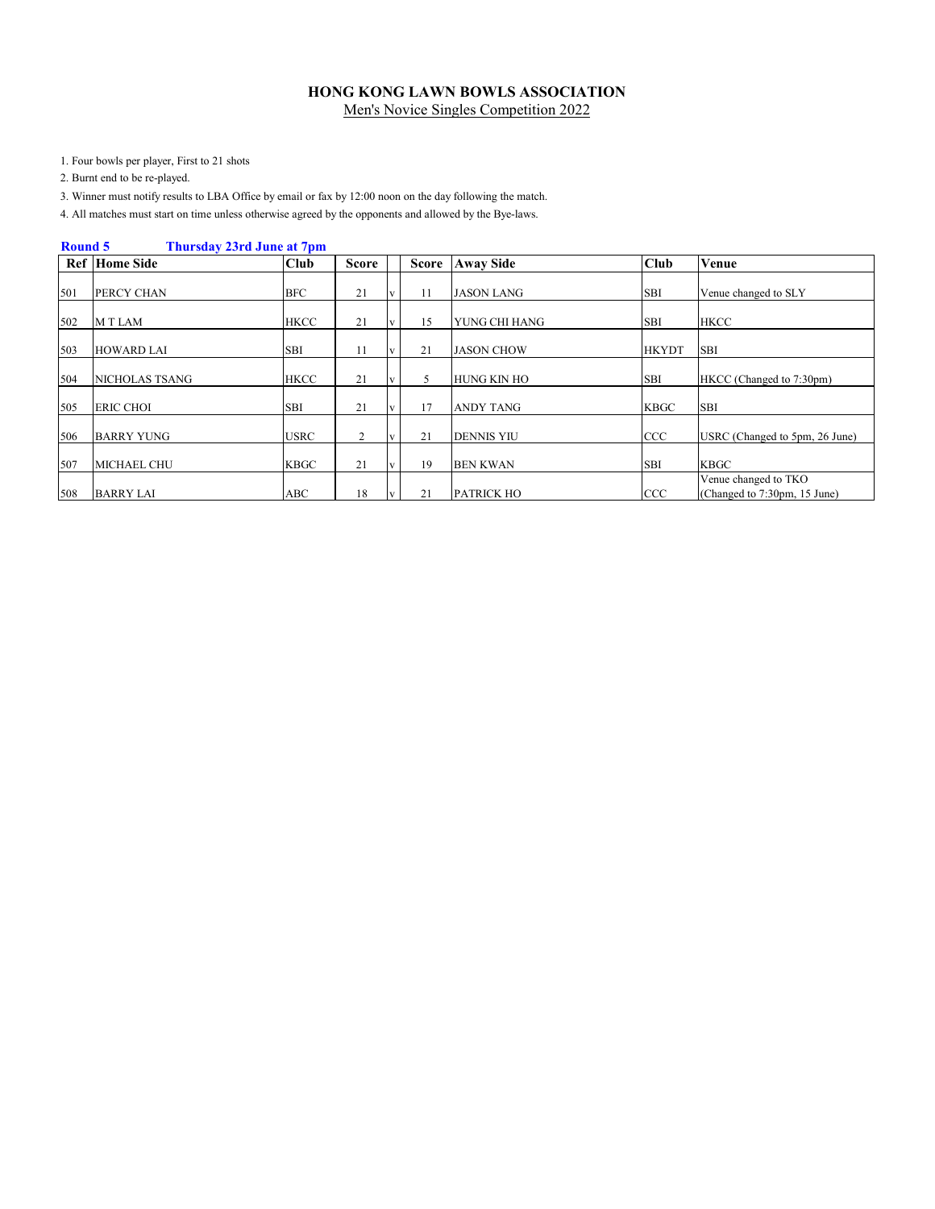**HONG KONG LAWN BOWLS ASSOCIATION**

Men's Novice Singles Competition 2022

1. Four bowls per player, First to 21 shots
2. Burnt end to be re-played.
3. Winner must notify results to LBA Office by email or fax by 12:00 noon on the day following the match.
4. All matches must start on time unless otherwise agreed by the opponents and allowed by the Bye-laws.

**Round 5** **Thursday 23rd June at 7pm**

| Ref | Home Side | Club | Score | | Score | Away Side | Club | Venue |
|---|---|---|---|---|---|---|---|---|
| 501 | PERCY CHAN | BFC | 21 | v | 11 | JASON LANG | SBI | Venue changed to SLY |
| 502 | M T LAM | HKCC | 21 | v | 15 | YUNG CHI HANG | SBI | HKCC |
| 503 | HOWARD LAI | SBI | 11 | v | 21 | JASON CHOW | HKYDT | SBI |
| 504 | NICHOLAS TSANG | HKCC | 21 | v | 5 | HUNG KIN HO | SBI | HKCC (Changed to 7:30pm) |
| 505 | ERIC CHOI | SBI | 21 | v | 17 | ANDY TANG | KBGC | SBI |
| 506 | BARRY YUNG | USRC | 2 | v | 21 | DENNIS YIU | CCC | USRC (Changed to 5pm, 26 June) |
| 507 | MICHAEL CHU | KBGC | 21 | v | 19 | BEN KWAN | SBI | KBGC |
| 508 | BARRY LAI | ABC | 18 | v | 21 | PATRICK HO | CCC | Venue changed to TKO (Changed to 7:30pm, 15 June) |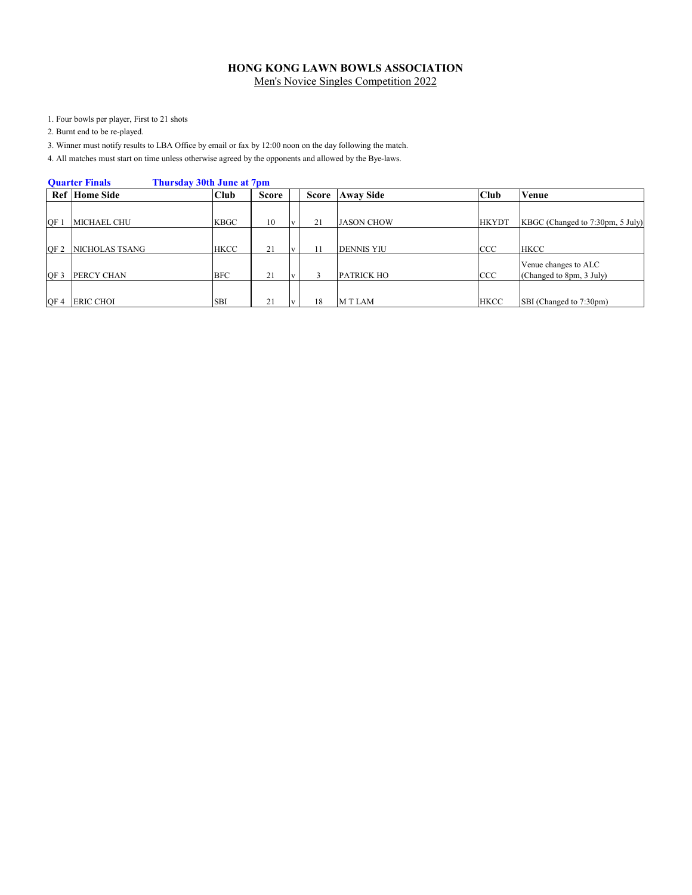**HONG KONG LAWN BOWLS ASSOCIATION**

Men's Novice Singles Competition 2022

1. Four bowls per player, First to 21 shots
2. Burnt end to be re-played.
3. Winner must notify results to LBA Office by email or fax by 12:00 noon on the day following the match.
4. All matches must start on time unless otherwise agreed by the opponents and allowed by the Bye-laws.

**Quarter Finals** **Thursday 30th June at 7pm**

| Ref | Home Side | Club | Score | | Score | Away Side | Club | Venue |
|---|---|---|---|---|---|---|---|---|
| QF 1 | MICHAEL CHU | KBGC | 10 | v | 21 | JASON CHOW | HKYDT | KBGC (Changed to 7:30pm, 5 July) |
| QF 2 | NICHOLAS TSANG | HKCC | 21 | v | 11 | DENNIS YIU | CCC | HKCC |
| QF 3 | PERCY CHAN | BFC | 21 | v | 3 | PATRICK HO | CCC | Venue changes to ALC (Changed to 8pm, 3 July) |
| QF 4 | ERIC CHOI | SBI | 21 | v | 18 | M T LAM | HKCC | SBI (Changed to 7:30pm) |